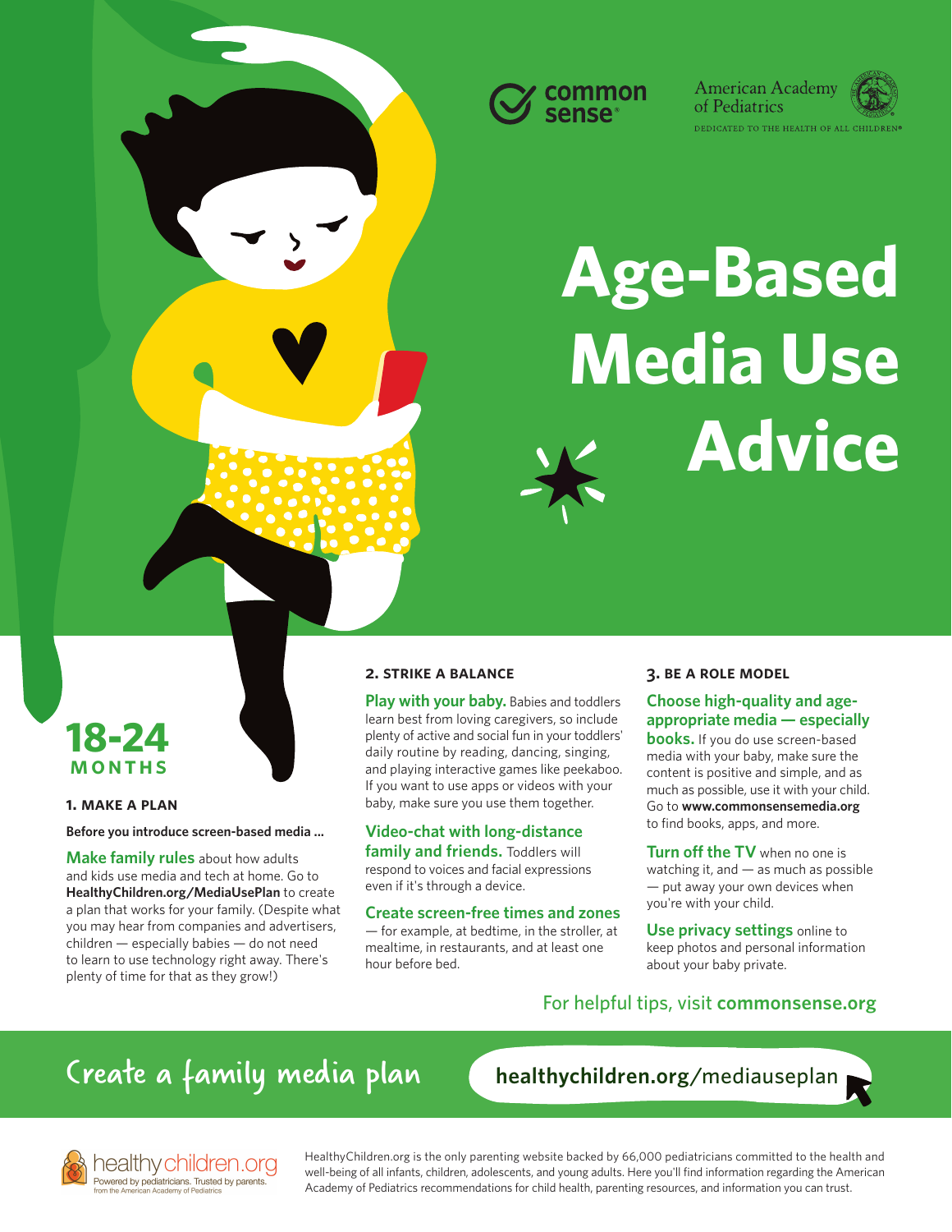common sense

American Academy of Pediatrics
DEDICATED TO THE HEALTH OF ALL CHILDREN®

# Age-Based Media Use Advice

## 18-24 MONTHS

### 1. MAKE A PLAN

**Before you introduce screen-based media ...**

**Make family rules** about how adults and kids use media and tech at home. Go to **HealthyChildren.org/MediaUsePlan** to create a plan that works for your family. (Despite what you may hear from companies and advertisers, children — especially babies — do not need to learn to use technology right away. There's plenty of time for that as they grow!)

### 2. STRIKE A BALANCE

**Play with your baby.** Babies and toddlers learn best from loving caregivers, so include plenty of active and social fun in your toddlers' daily routine by reading, dancing, singing, and playing interactive games like peekaboo. If you want to use apps or videos with your baby, make sure you use them together.

**Video-chat with long-distance family and friends.** Toddlers will respond to voices and facial expressions even if it's through a device.

**Create screen-free times and zones** — for example, at bedtime, in the stroller, at mealtime, in restaurants, and at least one hour before bed.

### 3. BE A ROLE MODEL

**Choose high-quality and age-appropriate media — especially books.** If you do use screen-based media with your baby, make sure the content is positive and simple, and as much as possible, use it with your child. Go to **www.commonsensemedia.org** to find books, apps, and more.

**Turn off the TV** when no one is watching it, and — as much as possible — put away your own devices when you're with your child.

**Use privacy settings** online to keep photos and personal information about your baby private.

For helpful tips, visit **commonsense.org**

Create a family media plan **healthychildren.org**/mediauseplan

healthychildren.org
Powered by pediatricians. Trusted by parents.
from the American Academy of Pediatrics

HealthyChildren.org is the only parenting website backed by 66,000 pediatricians committed to the health and well-being of all infants, children, adolescents, and young adults. Here you'll find information regarding the American Academy of Pediatrics recommendations for child health, parenting resources, and information you can trust.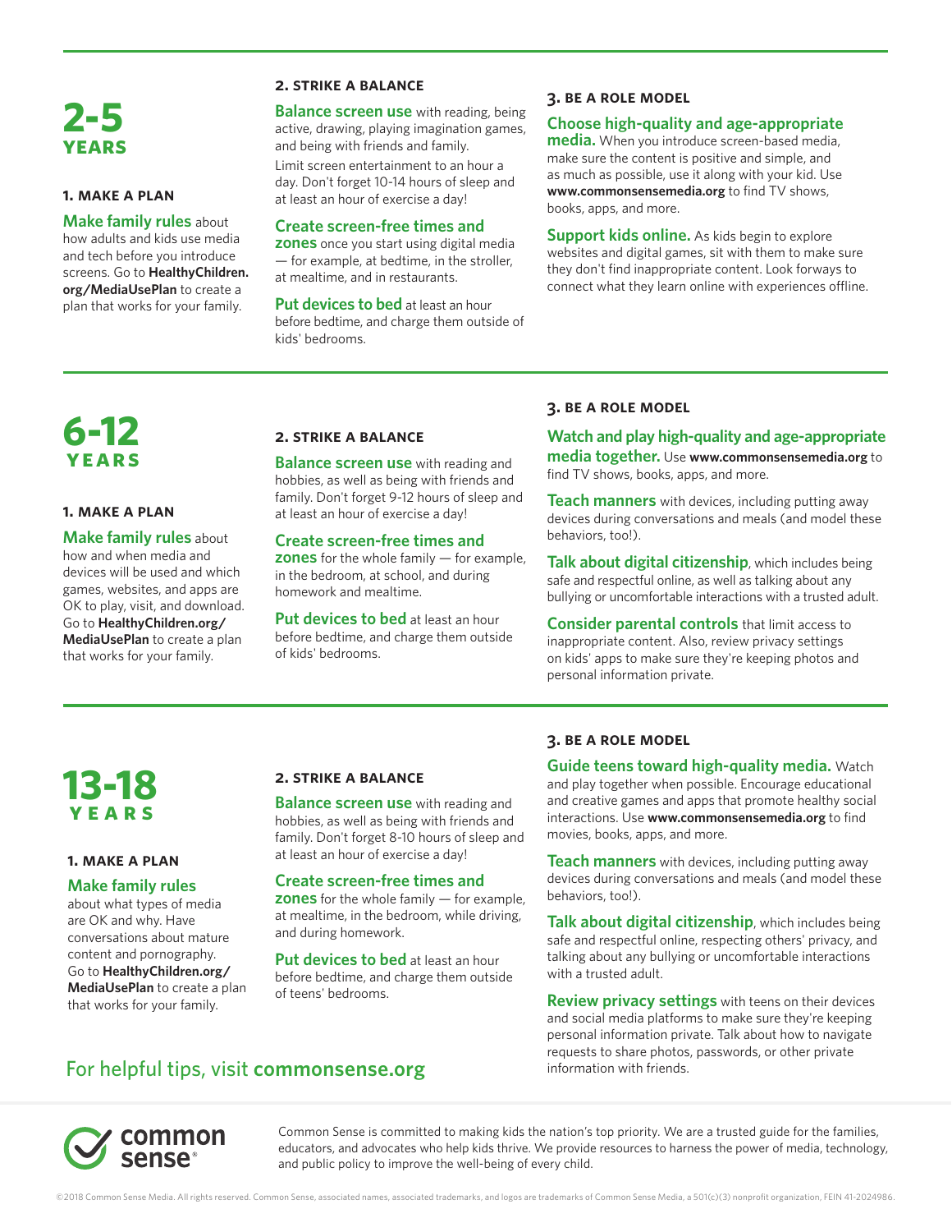# 2-5 YEARS

### 1. MAKE A PLAN

**Make family rules** about how adults and kids use media and tech before you introduce screens. Go to **HealthyChildren.org/MediaUsePlan** to create a plan that works for your family.

### 2. STRIKE A BALANCE

**Balance screen use** with reading, being active, drawing, playing imagination games, and being with friends and family.

Limit screen entertainment to an hour a day. Don't forget 10-14 hours of sleep and at least an hour of exercise a day!

**Create screen-free times and zones** once you start using digital media — for example, at bedtime, in the stroller, at mealtime, and in restaurants.

**Put devices to bed** at least an hour before bedtime, and charge them outside of kids' bedrooms.

### 3. BE A ROLE MODEL

**Choose high-quality and age-appropriate media.** When you introduce screen-based media, make sure the content is positive and simple, and as much as possible, use it along with your kid. Use **www.commonsensemedia.org** to find TV shows, books, apps, and more.

**Support kids online.** As kids begin to explore websites and digital games, sit with them to make sure they don't find inappropriate content. Look forways to connect what they learn online with experiences offline.

# 6-12 YEARS

### 1. MAKE A PLAN

**Make family rules** about how and when media and devices will be used and which games, websites, and apps are OK to play, visit, and download. Go to **HealthyChildren.org/MediaUsePlan** to create a plan that works for your family.

### 2. STRIKE A BALANCE

**Balance screen use** with reading and hobbies, as well as being with friends and family. Don't forget 9-12 hours of sleep and at least an hour of exercise a day!

**Create screen-free times and zones** for the whole family — for example, in the bedroom, at school, and during homework and mealtime.

**Put devices to bed** at least an hour before bedtime, and charge them outside of kids' bedrooms.

### 3. BE A ROLE MODEL

**Watch and play high-quality and age-appropriate media together.** Use **www.commonsensemedia.org** to find TV shows, books, apps, and more.

**Teach manners** with devices, including putting away devices during conversations and meals (and model these behaviors, too!).

**Talk about digital citizenship**, which includes being safe and respectful online, as well as talking about any bullying or uncomfortable interactions with a trusted adult.

**Consider parental controls** that limit access to inappropriate content. Also, review privacy settings on kids' apps to make sure they're keeping photos and personal information private.

# 13-18 YEARS

### 1. MAKE A PLAN

**Make family rules** about what types of media are OK and why. Have conversations about mature content and pornography. Go to **HealthyChildren.org/MediaUsePlan** to create a plan that works for your family.

### 2. STRIKE A BALANCE

**Balance screen use** with reading and hobbies, as well as being with friends and family. Don't forget 8-10 hours of sleep and at least an hour of exercise a day!

**Create screen-free times and zones** for the whole family — for example, at mealtime, in the bedroom, while driving, and during homework.

**Put devices to bed** at least an hour before bedtime, and charge them outside of teens' bedrooms.

### 3. BE A ROLE MODEL

**Guide teens toward high-quality media.** Watch and play together when possible. Encourage educational and creative games and apps that promote healthy social interactions. Use **www.commonsensemedia.org** to find movies, books, apps, and more.

**Teach manners** with devices, including putting away devices during conversations and meals (and model these behaviors, too!).

**Talk about digital citizenship**, which includes being safe and respectful online, respecting others' privacy, and talking about any bullying or uncomfortable interactions with a trusted adult.

**Review privacy settings** with teens on their devices and social media platforms to make sure they're keeping personal information private. Talk about how to navigate requests to share photos, passwords, or other private information with friends.

For helpful tips, visit **commonsense.org**

common sense®

Common Sense is committed to making kids the nation's top priority. We are a trusted guide for the families, educators, and advocates who help kids thrive. We provide resources to harness the power of media, technology, and public policy to improve the well-being of every child.

©2018 Common Sense Media. All rights reserved. Common Sense, associated names, associated trademarks, and logos are trademarks of Common Sense Media, a 501(c)(3) nonprofit organization, FEIN 41-2024986.